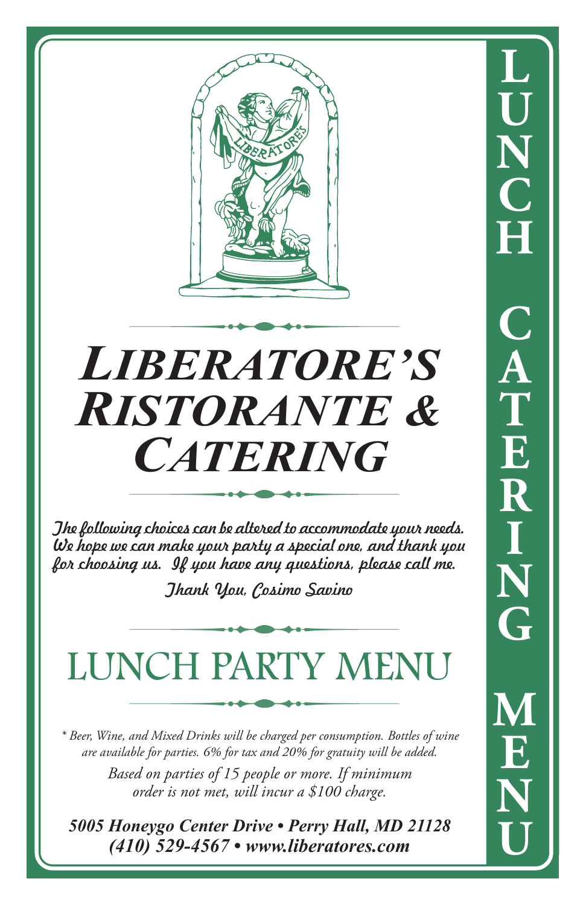# LIBERATORE'S RISTORANTE & CATERING

*The following choices can be altered to accommodate your needs. We hope we can make your party a special one, and thank you for choosing us. If you have any questions, please call me.*

*Thank You, Cosimo Savino*

## LUNCH PARTY MENU

*\* Beer, Wine, and Mixed Drinks will be charged per consumption. Bottles of wine are available for parties. 6% for tax and 20% for gratuity will be added.*

*Based on parties of 15 people or more. If minimum order is not met, will incur a $100 charge.*

***5005 Honeygo Center Drive • Perry Hall, MD 21128***
***(410) 529-4567 • www.liberatores.com***

LUNCH CATERING MENU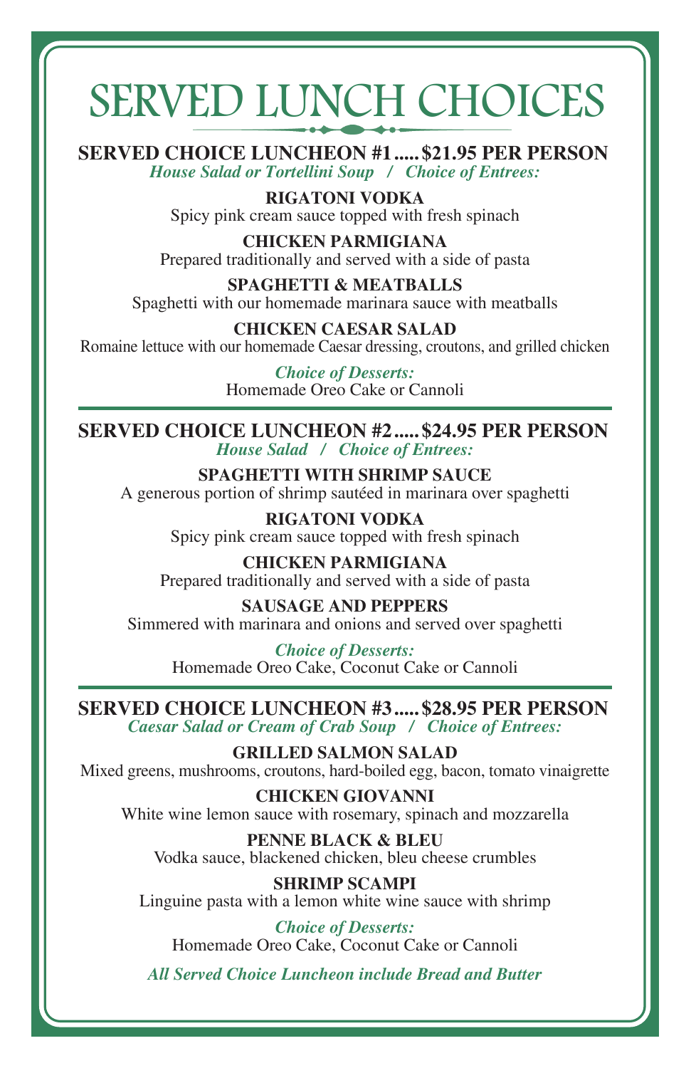# SERVED LUNCH CHOICES

## SERVED CHOICE LUNCHEON #1.....$21.95 PER PERSON

*House Salad or Tortellini Soup / Choice of Entrees:*

**RIGATONI VODKA**
Spicy pink cream sauce topped with fresh spinach

**CHICKEN PARMIGIANA**
Prepared traditionally and served with a side of pasta

**SPAGHETTI & MEATBALLS**
Spaghetti with our homemade marinara sauce with meatballs

**CHICKEN CAESAR SALAD**
Romaine lettuce with our homemade Caesar dressing, croutons, and grilled chicken

*Choice of Desserts:*
Homemade Oreo Cake or Cannoli

## SERVED CHOICE LUNCHEON #2.....$24.95 PER PERSON

*House Salad / Choice of Entrees:*

**SPAGHETTI WITH SHRIMP SAUCE**
A generous portion of shrimp sautéed in marinara over spaghetti

**RIGATONI VODKA**
Spicy pink cream sauce topped with fresh spinach

**CHICKEN PARMIGIANA**
Prepared traditionally and served with a side of pasta

**SAUSAGE AND PEPPERS**
Simmered with marinara and onions and served over spaghetti

*Choice of Desserts:*
Homemade Oreo Cake, Coconut Cake or Cannoli

## SERVED CHOICE LUNCHEON #3.....$28.95 PER PERSON

*Caesar Salad or Cream of Crab Soup / Choice of Entrees:*

**GRILLED SALMON SALAD**
Mixed greens, mushrooms, croutons, hard-boiled egg, bacon, tomato vinaigrette

**CHICKEN GIOVANNI**
White wine lemon sauce with rosemary, spinach and mozzarella

**PENNE BLACK & BLEU**
Vodka sauce, blackened chicken, bleu cheese crumbles

**SHRIMP SCAMPI**
Linguine pasta with a lemon white wine sauce with shrimp

*Choice of Desserts:*
Homemade Oreo Cake, Coconut Cake or Cannoli

*All Served Choice Luncheon include Bread and Butter*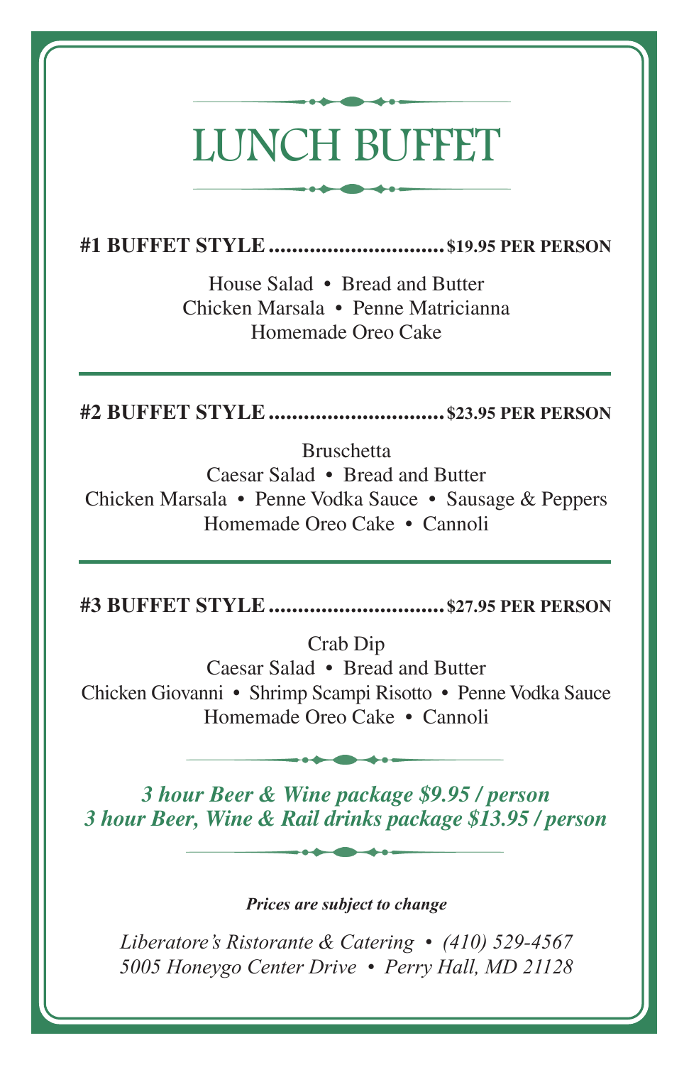# LUNCH BUFFET

**#1 BUFFET STYLE .............................. $19.95 PER PERSON**

House Salad • Bread and Butter
Chicken Marsala • Penne Matricianna
Homemade Oreo Cake

---

**#2 BUFFET STYLE .............................. $23.95 PER PERSON**

Bruschetta
Caesar Salad • Bread and Butter
Chicken Marsala • Penne Vodka Sauce • Sausage & Peppers
Homemade Oreo Cake • Cannoli

---

**#3 BUFFET STYLE .............................. $27.95 PER PERSON**

Crab Dip
Caesar Salad • Bread and Butter
Chicken Giovanni • Shrimp Scampi Risotto • Penne Vodka Sauce
Homemade Oreo Cake • Cannoli

***3 hour Beer & Wine package $9.95 / person***
***3 hour Beer, Wine & Rail drinks package $13.95 / person***

***Prices are subject to change***

*Liberatore's Ristorante & Catering • (410) 529-4567*
*5005 Honeygo Center Drive • Perry Hall, MD 21128*